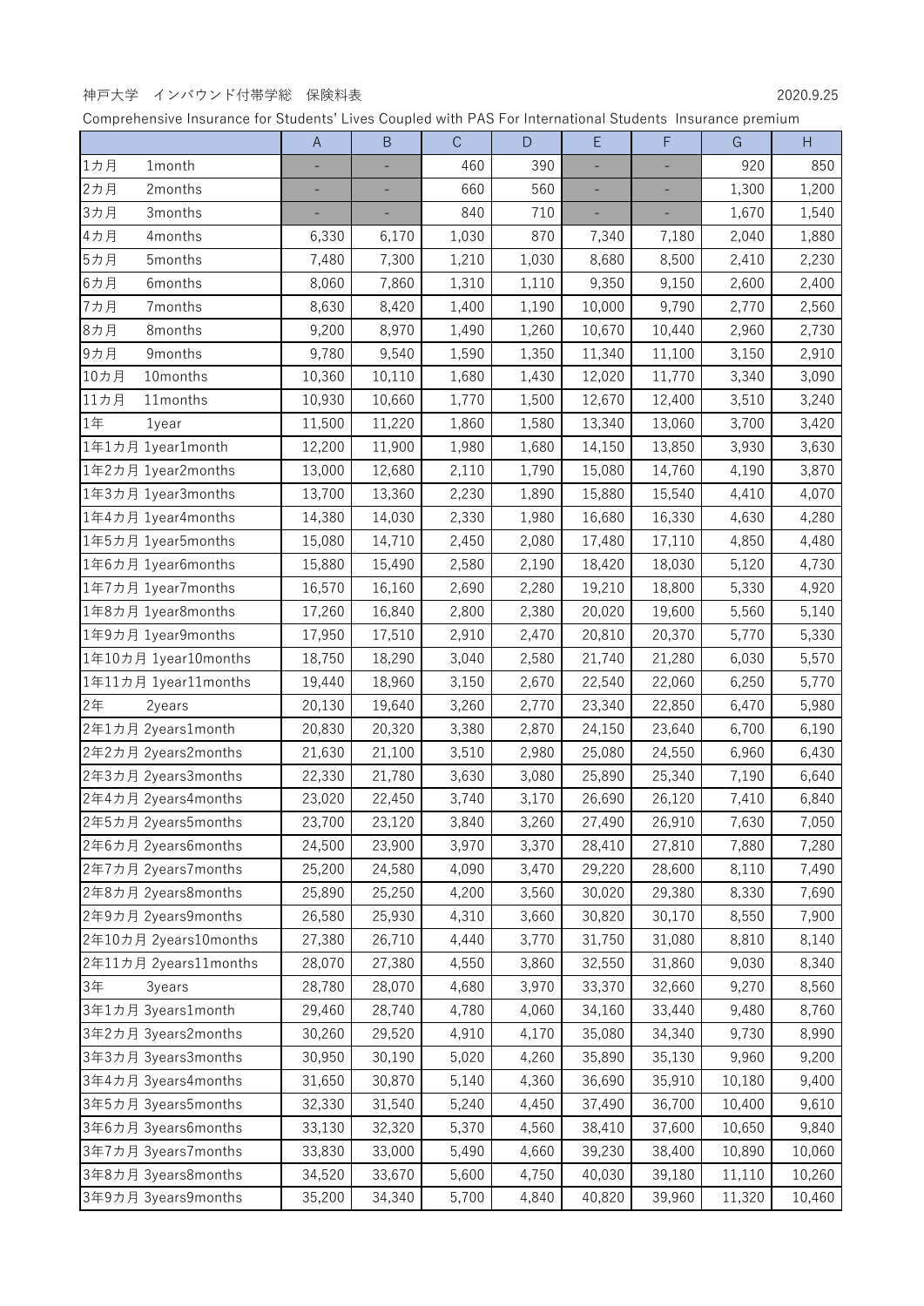神戸大学　インバウンド付帯学総　保険料表

2020.9.25

Comprehensive Insurance for Students' Lives Coupled with PAS For International Students Insurance premium

| | A | B | C | D | E | F | G | H |
|---|---|---|---|---|---|---|---|---|
| 1カ月　1month | - | - | 460 | 390 | - | - | 920 | 850 |
| 2カ月　2months | - | - | 660 | 560 | - | - | 1,300 | 1,200 |
| 3カ月　3months | - | - | 840 | 710 | - | - | 1,670 | 1,540 |
| 4カ月　4months | 6,330 | 6,170 | 1,030 | 870 | 7,340 | 7,180 | 2,040 | 1,880 |
| 5カ月　5months | 7,480 | 7,300 | 1,210 | 1,030 | 8,680 | 8,500 | 2,410 | 2,230 |
| 6カ月　6months | 8,060 | 7,860 | 1,310 | 1,110 | 9,350 | 9,150 | 2,600 | 2,400 |
| 7カ月　7months | 8,630 | 8,420 | 1,400 | 1,190 | 10,000 | 9,790 | 2,770 | 2,560 |
| 8カ月　8months | 9,200 | 8,970 | 1,490 | 1,260 | 10,670 | 10,440 | 2,960 | 2,730 |
| 9カ月　9months | 9,780 | 9,540 | 1,590 | 1,350 | 11,340 | 11,100 | 3,150 | 2,910 |
| 10カ月　10months | 10,360 | 10,110 | 1,680 | 1,430 | 12,020 | 11,770 | 3,340 | 3,090 |
| 11カ月　11months | 10,930 | 10,660 | 1,770 | 1,500 | 12,670 | 12,400 | 3,510 | 3,240 |
| 1年　1year | 11,500 | 11,220 | 1,860 | 1,580 | 13,340 | 13,060 | 3,700 | 3,420 |
| 1年1カ月 1year1month | 12,200 | 11,900 | 1,980 | 1,680 | 14,150 | 13,850 | 3,930 | 3,630 |
| 1年2カ月 1year2months | 13,000 | 12,680 | 2,110 | 1,790 | 15,080 | 14,760 | 4,190 | 3,870 |
| 1年3カ月 1year3months | 13,700 | 13,360 | 2,230 | 1,890 | 15,880 | 15,540 | 4,410 | 4,070 |
| 1年4カ月 1year4months | 14,380 | 14,030 | 2,330 | 1,980 | 16,680 | 16,330 | 4,630 | 4,280 |
| 1年5カ月 1year5months | 15,080 | 14,710 | 2,450 | 2,080 | 17,480 | 17,110 | 4,850 | 4,480 |
| 1年6カ月 1year6months | 15,880 | 15,490 | 2,580 | 2,190 | 18,420 | 18,030 | 5,120 | 4,730 |
| 1年7カ月 1year7months | 16,570 | 16,160 | 2,690 | 2,280 | 19,210 | 18,800 | 5,330 | 4,920 |
| 1年8カ月 1year8months | 17,260 | 16,840 | 2,800 | 2,380 | 20,020 | 19,600 | 5,560 | 5,140 |
| 1年9カ月 1year9months | 17,950 | 17,510 | 2,910 | 2,470 | 20,810 | 20,370 | 5,770 | 5,330 |
| 1年10カ月 1year10months | 18,750 | 18,290 | 3,040 | 2,580 | 21,740 | 21,280 | 6,030 | 5,570 |
| 1年11カ月 1year11months | 19,440 | 18,960 | 3,150 | 2,670 | 22,540 | 22,060 | 6,250 | 5,770 |
| 2年　2years | 20,130 | 19,640 | 3,260 | 2,770 | 23,340 | 22,850 | 6,470 | 5,980 |
| 2年1カ月 2years1month | 20,830 | 20,320 | 3,380 | 2,870 | 24,150 | 23,640 | 6,700 | 6,190 |
| 2年2カ月 2years2months | 21,630 | 21,100 | 3,510 | 2,980 | 25,080 | 24,550 | 6,960 | 6,430 |
| 2年3カ月 2years3months | 22,330 | 21,780 | 3,630 | 3,080 | 25,890 | 25,340 | 7,190 | 6,640 |
| 2年4カ月 2years4months | 23,020 | 22,450 | 3,740 | 3,170 | 26,690 | 26,120 | 7,410 | 6,840 |
| 2年5カ月 2years5months | 23,700 | 23,120 | 3,840 | 3,260 | 27,490 | 26,910 | 7,630 | 7,050 |
| 2年6カ月 2years6months | 24,500 | 23,900 | 3,970 | 3,370 | 28,410 | 27,810 | 7,880 | 7,280 |
| 2年7カ月 2years7months | 25,200 | 24,580 | 4,090 | 3,470 | 29,220 | 28,600 | 8,110 | 7,490 |
| 2年8カ月 2years8months | 25,890 | 25,250 | 4,200 | 3,560 | 30,020 | 29,380 | 8,330 | 7,690 |
| 2年9カ月 2years9months | 26,580 | 25,930 | 4,310 | 3,660 | 30,820 | 30,170 | 8,550 | 7,900 |
| 2年10カ月 2years10months | 27,380 | 26,710 | 4,440 | 3,770 | 31,750 | 31,080 | 8,810 | 8,140 |
| 2年11カ月 2years11months | 28,070 | 27,380 | 4,550 | 3,860 | 32,550 | 31,860 | 9,030 | 8,340 |
| 3年　3years | 28,780 | 28,070 | 4,680 | 3,970 | 33,370 | 32,660 | 9,270 | 8,560 |
| 3年1カ月 3years1month | 29,460 | 28,740 | 4,780 | 4,060 | 34,160 | 33,440 | 9,480 | 8,760 |
| 3年2カ月 3years2months | 30,260 | 29,520 | 4,910 | 4,170 | 35,080 | 34,340 | 9,730 | 8,990 |
| 3年3カ月 3years3months | 30,950 | 30,190 | 5,020 | 4,260 | 35,890 | 35,130 | 9,960 | 9,200 |
| 3年4カ月 3years4months | 31,650 | 30,870 | 5,140 | 4,360 | 36,690 | 35,910 | 10,180 | 9,400 |
| 3年5カ月 3years5months | 32,330 | 31,540 | 5,240 | 4,450 | 37,490 | 36,700 | 10,400 | 9,610 |
| 3年6カ月 3years6months | 33,130 | 32,320 | 5,370 | 4,560 | 38,410 | 37,600 | 10,650 | 9,840 |
| 3年7カ月 3years7months | 33,830 | 33,000 | 5,490 | 4,660 | 39,230 | 38,400 | 10,890 | 10,060 |
| 3年8カ月 3years8months | 34,520 | 33,670 | 5,600 | 4,750 | 40,030 | 39,180 | 11,110 | 10,260 |
| 3年9カ月 3years9months | 35,200 | 34,340 | 5,700 | 4,840 | 40,820 | 39,960 | 11,320 | 10,460 |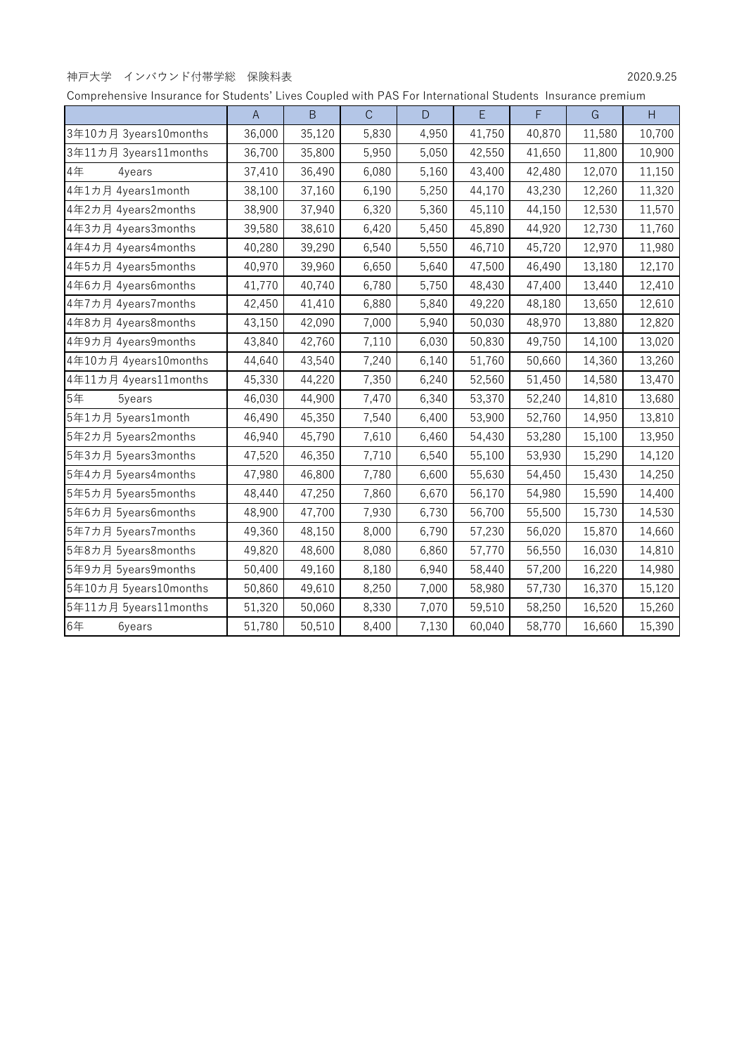神戸大学　インバウンド付帯学総　保険料表

2020.9.25

Comprehensive Insurance for Students' Lives Coupled with PAS For International Students  Insurance premium

| | A | B | C | D | E | F | G | H |
|---|---|---|---|---|---|---|---|---|
| 3年10カ月 3years10months | 36,000 | 35,120 | 5,830 | 4,950 | 41,750 | 40,870 | 11,580 | 10,700 |
| 3年11カ月 3years11months | 36,700 | 35,800 | 5,950 | 5,050 | 42,550 | 41,650 | 11,800 | 10,900 |
| 4年　　4years | 37,410 | 36,490 | 6,080 | 5,160 | 43,400 | 42,480 | 12,070 | 11,150 |
| 4年1カ月 4years1month | 38,100 | 37,160 | 6,190 | 5,250 | 44,170 | 43,230 | 12,260 | 11,320 |
| 4年2カ月 4years2months | 38,900 | 37,940 | 6,320 | 5,360 | 45,110 | 44,150 | 12,530 | 11,570 |
| 4年3カ月 4years3months | 39,580 | 38,610 | 6,420 | 5,450 | 45,890 | 44,920 | 12,730 | 11,760 |
| 4年4カ月 4years4months | 40,280 | 39,290 | 6,540 | 5,550 | 46,710 | 45,720 | 12,970 | 11,980 |
| 4年5カ月 4years5months | 40,970 | 39,960 | 6,650 | 5,640 | 47,500 | 46,490 | 13,180 | 12,170 |
| 4年6カ月 4years6months | 41,770 | 40,740 | 6,780 | 5,750 | 48,430 | 47,400 | 13,440 | 12,410 |
| 4年7カ月 4years7months | 42,450 | 41,410 | 6,880 | 5,840 | 49,220 | 48,180 | 13,650 | 12,610 |
| 4年8カ月 4years8months | 43,150 | 42,090 | 7,000 | 5,940 | 50,030 | 48,970 | 13,880 | 12,820 |
| 4年9カ月 4years9months | 43,840 | 42,760 | 7,110 | 6,030 | 50,830 | 49,750 | 14,100 | 13,020 |
| 4年10カ月 4years10months | 44,640 | 43,540 | 7,240 | 6,140 | 51,760 | 50,660 | 14,360 | 13,260 |
| 4年11カ月 4years11months | 45,330 | 44,220 | 7,350 | 6,240 | 52,560 | 51,450 | 14,580 | 13,470 |
| 5年　　5years | 46,030 | 44,900 | 7,470 | 6,340 | 53,370 | 52,240 | 14,810 | 13,680 |
| 5年1カ月 5years1month | 46,490 | 45,350 | 7,540 | 6,400 | 53,900 | 52,760 | 14,950 | 13,810 |
| 5年2カ月 5years2months | 46,940 | 45,790 | 7,610 | 6,460 | 54,430 | 53,280 | 15,100 | 13,950 |
| 5年3カ月 5years3months | 47,520 | 46,350 | 7,710 | 6,540 | 55,100 | 53,930 | 15,290 | 14,120 |
| 5年4カ月 5years4months | 47,980 | 46,800 | 7,780 | 6,600 | 55,630 | 54,450 | 15,430 | 14,250 |
| 5年5カ月 5years5months | 48,440 | 47,250 | 7,860 | 6,670 | 56,170 | 54,980 | 15,590 | 14,400 |
| 5年6カ月 5years6months | 48,900 | 47,700 | 7,930 | 6,730 | 56,700 | 55,500 | 15,730 | 14,530 |
| 5年7カ月 5years7months | 49,360 | 48,150 | 8,000 | 6,790 | 57,230 | 56,020 | 15,870 | 14,660 |
| 5年8カ月 5years8months | 49,820 | 48,600 | 8,080 | 6,860 | 57,770 | 56,550 | 16,030 | 14,810 |
| 5年9カ月 5years9months | 50,400 | 49,160 | 8,180 | 6,940 | 58,440 | 57,200 | 16,220 | 14,980 |
| 5年10カ月 5years10months | 50,860 | 49,610 | 8,250 | 7,000 | 58,980 | 57,730 | 16,370 | 15,120 |
| 5年11カ月 5years11months | 51,320 | 50,060 | 8,330 | 7,070 | 59,510 | 58,250 | 16,520 | 15,260 |
| 6年　　6years | 51,780 | 50,510 | 8,400 | 7,130 | 60,040 | 58,770 | 16,660 | 15,390 |